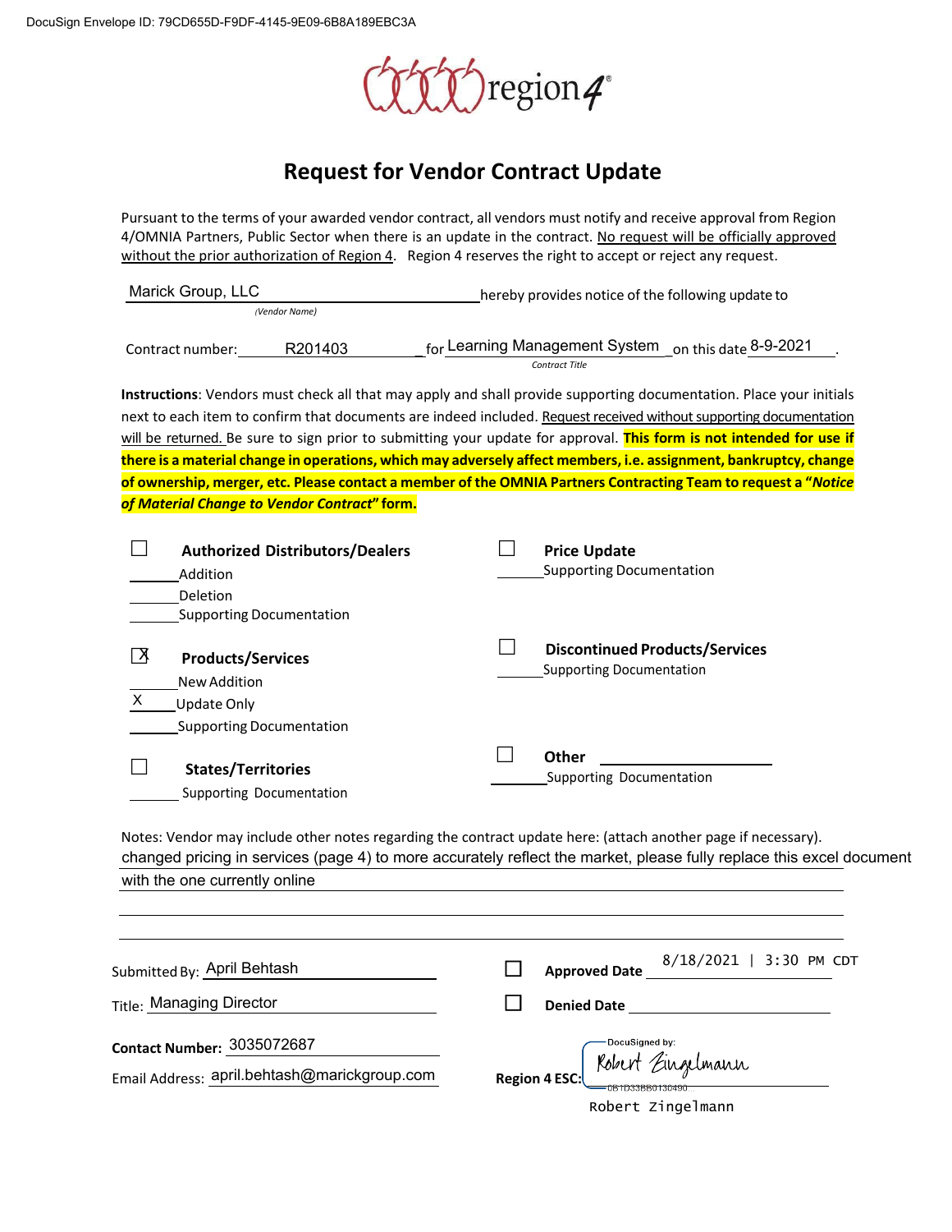DocuSign Envelope ID: 79CD655D-F9DF-4145-9E09-6B8A189EBC3A

region4®

# Request for Vendor Contract Update

Pursuant to the terms of your awarded vendor contract, all vendors must notify and receive approval from Region 4/OMNIA Partners, Public Sector when there is an update in the contract. No request will be officially approved without the prior authorization of Region 4. Region 4 reserves the right to accept or reject any request.

Marick Group, LLC hereby provides notice of the following update to
*(Vendor Name)*

Contract number: R201403 for Learning Management System on this date 8-9-2021.
*Contract Title*

**Instructions**: Vendors must check all that may apply and shall provide supporting documentation. Place your initials next to each item to confirm that documents are indeed included. Request received without supporting documentation will be returned. Be sure to sign prior to submitting your update for approval. **This form is not intended for use if there is a material change in operations, which may adversely affect members, i.e. assignment, bankruptcy, change of ownership, merger, etc. Please contact a member of the OMNIA Partners Contracting Team to request a "*Notice of Material Change to Vendor Contract*" form.**

☐ **Authorized Distributors/Dealers**
\_\_\_\_\_ Addition
\_\_\_\_\_ Deletion
\_\_\_\_\_ Supporting Documentation

☒ **Products/Services**
\_\_\_\_\_ New Addition
X Update Only
\_\_\_\_\_ Supporting Documentation

☐ **States/Territories**
\_\_\_\_\_ Supporting Documentation

☐ **Price Update**
\_\_\_\_\_ Supporting Documentation

☐ **Discontinued Products/Services**
\_\_\_\_\_ Supporting Documentation

☐ **Other** \_\_\_\_\_\_\_\_\_\_
\_\_\_\_\_ Supporting Documentation

Notes: Vendor may include other notes regarding the contract update here: (attach another page if necessary).
changed pricing in services (page 4) to more accurately reflect the market, please fully replace this excel document with the one currently online

Submitted By: April Behtash

Title: Managing Director

**Contact Number:** 3035072687

Email Address: april.behtash@marickgroup.com

☐ **Approved Date** 8/18/2021 | 3:30 PM CDT

☐ **Denied Date** \_\_\_\_\_\_\_\_\_\_

**Region 4 ESC:** DocuSigned by: Robert Zingelmann
0B1D33BB0130490...
Robert Zingelmann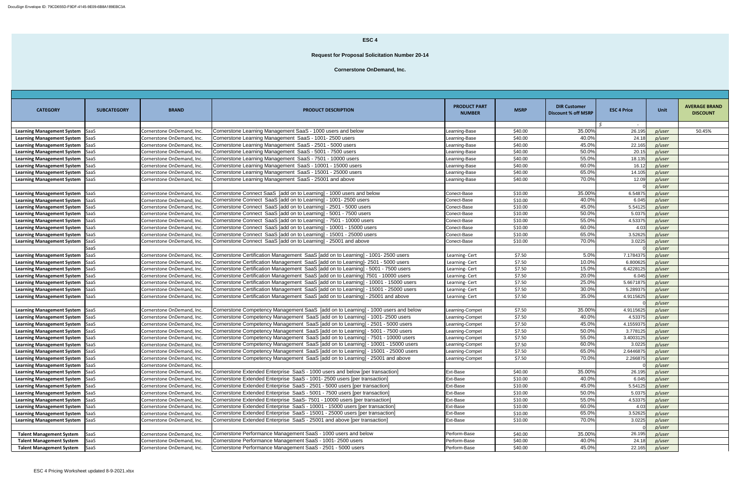# ESC 4

## Request for Proposal Solicitation Number 20-14

### Cornerstone OnDemand, Inc.

| CATEGORY | SUBCATEGORY | BRAND | PRODUCT DESCRIPTION | PRODUCT PART NUMBER | MSRP | DIR Customer Discount % off MSRP | ESC 4 Price | Unit | AVERAGE BRAND DISCOUNT |
|---|---|---|---|---|---|---|---|---|---|
| | | | | | | | $ - | | |
| Learning Management System | SaaS | Cornerstone OnDemand, Inc. | Cornerstone Learning Management SaaS - 1000 users and below | Learning-Base | $40.00 | 35.00% | 26.195 | p/user | 50.45% |
| Learning Management System | SaaS | Cornerstone OnDemand, Inc. | Cornerstone Learning Management SaaS - 1001- 2500 users | Learning-Base | $40.00 | 40.0% | 24.18 | p/user | |
| Learning Management System | SaaS | Cornerstone OnDemand, Inc. | Cornerstone Learning Management SaaS - 2501 - 5000 users | Learning-Base | $40.00 | 45.0% | 22.165 | p/user | |
| Learning Management System | SaaS | Cornerstone OnDemand, Inc. | Cornerstone Learning Management SaaS - 5001 - 7500 users | Learning-Base | $40.00 | 50.0% | 20.15 | p/user | |
| Learning Management System | SaaS | Cornerstone OnDemand, Inc. | Cornerstone Learning Management SaaS - 7501 - 10000 users | Learning-Base | $40.00 | 55.0% | 18.135 | p/user | |
| Learning Management System | SaaS | Cornerstone OnDemand, Inc. | Cornerstone Learning Management SaaS - 10001 - 15000 users | Learning-Base | $40.00 | 60.0% | 16.12 | p/user | |
| Learning Management System | SaaS | Cornerstone OnDemand, Inc. | Cornerstone Learning Management SaaS - 15001 - 25000 users | Learning-Base | $40.00 | 65.0% | 14.105 | p/user | |
| Learning Management System | SaaS | Cornerstone OnDemand, Inc. | Cornerstone Learning Management SaaS - 25001 and above | Learning-Base | $40.00 | 70.0% | 12.09 | p/user | |
| | | | | | | | 0 | p/user | |
| Learning Management System | SaaS | Cornerstone OnDemand, Inc. | Cornerstone Connect SaaS [add on to Learning] - 1000 users and below | Conect-Base | $10.00 | 35.00% | 6.54875 | p/user | |
| Learning Management System | SaaS | Cornerstone OnDemand, Inc. | Cornerstone Connect SaaS [add on to Learning] - 1001- 2500 users | Conect-Base | $10.00 | 40.0% | 6.045 | p/user | |
| Learning Management System | SaaS | Cornerstone OnDemand, Inc. | Cornerstone Connect SaaS [add on to Learning] - 2501 - 5000 users | Conect-Base | $10.00 | 45.0% | 5.54125 | p/user | |
| Learning Management System | SaaS | Cornerstone OnDemand, Inc. | Cornerstone Connect SaaS [add on to Learning] - 5001 - 7500 users | Conect-Base | $10.00 | 50.0% | 5.0375 | p/user | |
| Learning Management System | SaaS | Cornerstone OnDemand, Inc. | Cornerstone Connect SaaS [add on to Learning] - 7501 - 10000 users | Conect-Base | $10.00 | 55.0% | 4.53375 | p/user | |
| Learning Management System | SaaS | Cornerstone OnDemand, Inc. | Cornerstone Connect SaaS [add on to Learning] - 10001 - 15000 users | Conect-Base | $10.00 | 60.0% | 4.03 | p/user | |
| Learning Management System | SaaS | Cornerstone OnDemand, Inc. | Cornerstone Connect SaaS [add on to Learning] - 15001 - 25000 users | Conect-Base | $10.00 | 65.0% | 3.52625 | p/user | |
| Learning Management System | SaaS | Cornerstone OnDemand, Inc. | Cornerstone Connect SaaS [add on to Learning] - 25001 and above | Conect-Base | $10.00 | 70.0% | 3.0225 | p/user | |
| | SaaS | | | | | | 0 | p/user | |
| Learning Management System | SaaS | Cornerstone OnDemand, Inc. | Cornerstone Certification Management SaaS [add on to Learning] - 1001- 2500 users | Learning- Cert | $7.50 | 5.0% | 7.1784375 | p/user | |
| Learning Management System | SaaS | Cornerstone OnDemand, Inc. | Cornerstone Certification Management SaaS [add on to Learning]- 2501 - 5000 users | Learning- Cert | $7.50 | 10.0% | 6.800625 | p/user | |
| Learning Management System | SaaS | Cornerstone OnDemand, Inc. | Cornerstone Certification Management SaaS [add on to Learning] - 5001 - 7500 users | Learning- Cert | $7.50 | 15.0% | 6.4228125 | p/user | |
| Learning Management System | SaaS | Cornerstone OnDemand, Inc. | Cornerstone Certification Management SaaS [add on to Learning] 7501 - 10000 users | Learning- Cert | $7.50 | 20.0% | 6.045 | p/user | |
| Learning Management System | SaaS | Cornerstone OnDemand, Inc. | Cornerstone Certification Management SaaS [add on to Learning] - 10001 - 15000 users | Learning- Cert | $7.50 | 25.0% | 5.6671875 | p/user | |
| Learning Management System | SaaS | Cornerstone OnDemand, Inc. | Cornerstone Certification Management SaaS [add on to Learning] - 15001 - 25000 users | Learning- Cert | $7.50 | 30.0% | 5.289375 | p/user | |
| Learning Management System | SaaS | Cornerstone OnDemand, Inc. | Cornerstone Certification Management SaaS [add on to Learning] - 25001 and above | Learning- Cert | $7.50 | 35.0% | 4.9115625 | p/user | |
| | | | | | | | 0 | p/user | |
| Learning Management System | SaaS | Cornerstone OnDemand, Inc. | Cornerstone Competency Management SaaS [add on to Learning] - 1000 users and below | Learning-Compet | $7.50 | 35.00% | 4.9115625 | p/user | |
| Learning Management System | SaaS | Cornerstone OnDemand, Inc. | Cornerstone Competency Management SaaS [add on to Learning] - 1001- 2500 users | Learning-Compet | $7.50 | 40.0% | 4.53375 | p/user | |
| Learning Management System | SaaS | Cornerstone OnDemand, Inc. | Cornerstone Competency Management SaaS [add on to Learning] - 2501 - 5000 users | Learning-Compet | $7.50 | 45.0% | 4.1559375 | p/user | |
| Learning Management System | SaaS | Cornerstone OnDemand, Inc. | Cornerstone Competency Management SaaS [add on to Learning] - 5001 - 7500 users | Learning-Compet | $7.50 | 50.0% | 3.778125 | p/user | |
| Learning Management System | SaaS | Cornerstone OnDemand, Inc. | Cornerstone Competency Management SaaS [add on to Learning] - 7501 - 10000 users | Learning-Compet | $7.50 | 55.0% | 3.4003125 | p/user | |
| Learning Management System | SaaS | Cornerstone OnDemand, Inc. | Cornerstone Competency Management SaaS [add on to Learning] - 10001 - 15000 users | Learning-Compet | $7.50 | 60.0% | 3.0225 | p/user | |
| Learning Management System | SaaS | Cornerstone OnDemand, Inc. | Cornerstone Competency Management SaaS [add on to Learning] - 15001 - 25000 users | Learning-Compet | $7.50 | 65.0% | 2.6446875 | p/user | |
| Learning Management System | SaaS | Cornerstone OnDemand, Inc. | Cornerstone Competency Management SaaS [add on to Learning] - 25001 and above | Learning-Compet | $7.50 | 70.0% | 2.266875 | p/user | |
| Learning Management System | SaaS | Cornerstone OnDemand, Inc. | | | | | 0 | p/user | |
| Learning Management System | SaaS | Cornerstone OnDemand, Inc. | Cornerstone Extended Enterprise SaaS - 1000 users and below [per transaction] | Ext-Base | $40.00 | 35.00% | 26.195 | p/user | |
| Learning Management System | SaaS | Cornerstone OnDemand, Inc. | Cornerstone Extended Enterprise SaaS - 1001- 2500 users [per transaction] | Ext-Base | $10.00 | 40.0% | 6.045 | p/user | |
| Learning Management System | SaaS | Cornerstone OnDemand, Inc. | Cornerstone Extended Enterprise SaaS - 2501 - 5000 users [per transaction] | Ext-Base | $10.00 | 45.0% | 5.54125 | p/user | |
| Learning Management System | SaaS | Cornerstone OnDemand, Inc. | Cornerstone Extended Enterprise SaaS - 5001 - 7500 users [per transaction] | Ext-Base | $10.00 | 50.0% | 5.0375 | p/user | |
| Learning Management System | SaaS | Cornerstone OnDemand, Inc. | Cornerstone Extended Enterprise SaaS- 7501 - 10000 users [per transaction] | Ext-Base | $10.00 | 55.0% | 4.53375 | p/user | |
| Learning Management System | SaaS | Cornerstone OnDemand, Inc. | Cornerstone Extended Enterprise SaaS - 10001 - 15000 users [per transaction] | Ext-Base | $10.00 | 60.0% | 4.03 | p/user | |
| Learning Management System | SaaS | Cornerstone OnDemand, Inc. | Cornerstone Extended Enterprise SaaS - 15001 - 25000 users [per transaction] | Ext-Base | $10.00 | 65.0% | 3.52625 | p/user | |
| Learning Management System | SaaS | Cornerstone OnDemand, Inc. | Cornerstone Extended Enterprise SaaS - 25001 and above [per transaction] | Ext-Base | $10.00 | 70.0% | 3.0225 | p/user | |
| | | | | | | | 0 | p/user | |
| Talent Management System | SaaS | Cornerstone OnDemand, Inc. | Cornerstone Performance Management SaaS - 1000 users and below | Perform-Base | $40.00 | 35.00% | 26.195 | p/user | |
| Talent Management System | SaaS | Cornerstone OnDemand, Inc. | Cornerstone Performance Management SaaS - 1001- 2500 users | Perform-Base | $40.00 | 40.0% | 24.18 | p/user | |
| Talent Management System | SaaS | Cornerstone OnDemand, Inc. | Cornerstone Performance Management SaaS - 2501 - 5000 users | Perform-Base | $40.00 | 45.0% | 22.165 | p/user | |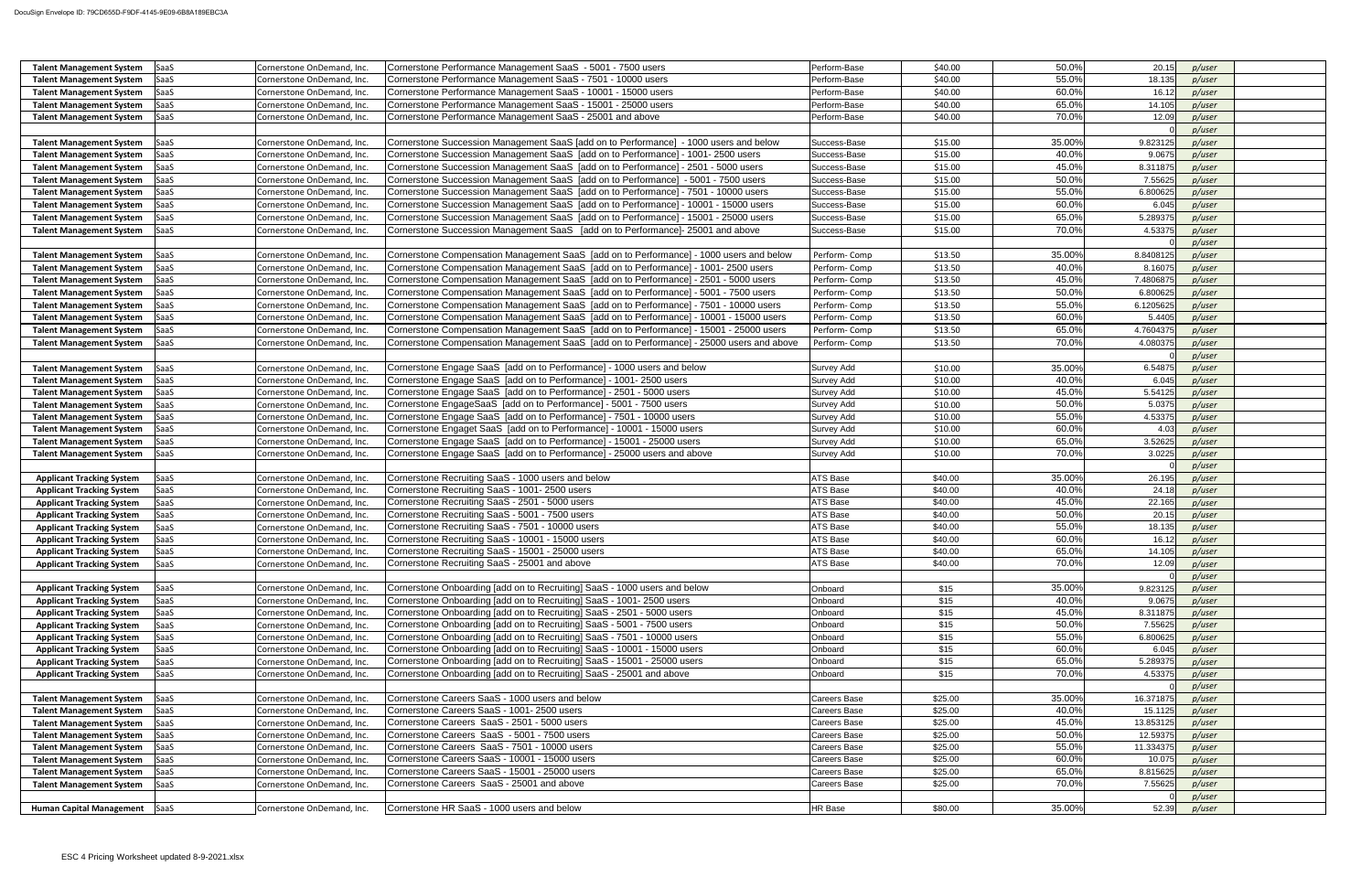| | | | | | | | | | |
|---|---|---|---|---|---|---|---|---|---|
| **Talent Management System** | SaaS | Cornerstone OnDemand, Inc. | Cornerstone Performance Management SaaS - 5001 - 7500 users | Perform-Base | $40.00 | 50.0% | 20.15 | p/user | |
| **Talent Management System** | SaaS | Cornerstone OnDemand, Inc. | Cornerstone Performance Management SaaS - 7501 - 10000 users | Perform-Base | $40.00 | 55.0% | 18.135 | p/user | |
| **Talent Management System** | SaaS | Cornerstone OnDemand, Inc. | Cornerstone Performance Management SaaS - 10001 - 15000 users | Perform-Base | $40.00 | 60.0% | 16.12 | p/user | |
| **Talent Management System** | SaaS | Cornerstone OnDemand, Inc. | Cornerstone Performance Management SaaS - 15001 - 25000 users | Perform-Base | $40.00 | 65.0% | 14.105 | p/user | |
| **Talent Management System** | SaaS | Cornerstone OnDemand, Inc. | Cornerstone Performance Management SaaS - 25001 and above | Perform-Base | $40.00 | 70.0% | 12.09 | p/user | |
| | | | | | | | 0 | p/user | |
| **Talent Management System** | SaaS | Cornerstone OnDemand, Inc. | Cornerstone Succession Management SaaS [add on to Performance] - 1000 users and below | Success-Base | $15.00 | 35.00% | 9.823125 | p/user | |
| **Talent Management System** | SaaS | Cornerstone OnDemand, Inc. | Cornerstone Succession Management SaaS [add on to Performance] - 1001- 2500 users | Success-Base | $15.00 | 40.0% | 9.0675 | p/user | |
| **Talent Management System** | SaaS | Cornerstone OnDemand, Inc. | Cornerstone Succession Management SaaS [add on to Performance] - 2501 - 5000 users | Success-Base | $15.00 | 45.0% | 8.311875 | p/user | |
| **Talent Management System** | SaaS | Cornerstone OnDemand, Inc. | Cornerstone Succession Management SaaS [add on to Performance] - 5001 - 7500 users | Success-Base | $15.00 | 50.0% | 7.55625 | p/user | |
| **Talent Management System** | SaaS | Cornerstone OnDemand, Inc. | Cornerstone Succession Management SaaS [add on to Performance] - 7501 - 10000 users | Success-Base | $15.00 | 55.0% | 6.800625 | p/user | |
| **Talent Management System** | SaaS | Cornerstone OnDemand, Inc. | Cornerstone Succession Management SaaS [add on to Performance] - 10001 - 15000 users | Success-Base | $15.00 | 60.0% | 6.045 | p/user | |
| **Talent Management System** | SaaS | Cornerstone OnDemand, Inc. | Cornerstone Succession Management SaaS [add on to Performance] - 15001 - 25000 users | Success-Base | $15.00 | 65.0% | 5.289375 | p/user | |
| **Talent Management System** | SaaS | Cornerstone OnDemand, Inc. | Cornerstone Succession Management SaaS [add on to Performance]- 25001 and above | Success-Base | $15.00 | 70.0% | 4.53375 | p/user | |
| | | | | | | | 0 | p/user | |
| **Talent Management System** | SaaS | Cornerstone OnDemand, Inc. | Cornerstone Compensation Management SaaS [add on to Performance] - 1000 users and below | Perform- Comp | $13.50 | 35.00% | 8.8408125 | p/user | |
| **Talent Management System** | SaaS | Cornerstone OnDemand, Inc. | Cornerstone Compensation Management SaaS [add on to Performance] - 1001- 2500 users | Perform- Comp | $13.50 | 40.0% | 8.16075 | p/user | |
| **Talent Management System** | SaaS | Cornerstone OnDemand, Inc. | Cornerstone Compensation Management SaaS [add on to Performance] - 2501 - 5000 users | Perform- Comp | $13.50 | 45.0% | 7.4806875 | p/user | |
| **Talent Management System** | SaaS | Cornerstone OnDemand, Inc. | Cornerstone Compensation Management SaaS [add on to Performance] - 5001 - 7500 users | Perform- Comp | $13.50 | 50.0% | 6.800625 | p/user | |
| **Talent Management System** | SaaS | Cornerstone OnDemand, Inc. | Cornerstone Compensation Management SaaS [add on to Performance] - 7501 - 10000 users | Perform- Comp | $13.50 | 55.0% | 6.1205625 | p/user | |
| **Talent Management System** | SaaS | Cornerstone OnDemand, Inc. | Cornerstone Compensation Management SaaS [add on to Performance] - 10001 - 15000 users | Perform- Comp | $13.50 | 60.0% | 5.4405 | p/user | |
| **Talent Management System** | SaaS | Cornerstone OnDemand, Inc. | Cornerstone Compensation Management SaaS [add on to Performance] - 15001 - 25000 users | Perform- Comp | $13.50 | 65.0% | 4.7604375 | p/user | |
| **Talent Management System** | SaaS | Cornerstone OnDemand, Inc. | Cornerstone Compensation Management SaaS [add on to Performance] - 25000 users and above | Perform- Comp | $13.50 | 70.0% | 4.080375 | p/user | |
| | | | | | | | 0 | p/user | |
| **Talent Management System** | SaaS | Cornerstone OnDemand, Inc. | Cornerstone Engage SaaS [add on to Performance] - 1000 users and below | Survey Add | $10.00 | 35.00% | 6.54875 | p/user | |
| **Talent Management System** | SaaS | Cornerstone OnDemand, Inc. | Cornerstone Engage SaaS [add on to Performance] - 1001- 2500 users | Survey Add | $10.00 | 40.0% | 6.045 | p/user | |
| **Talent Management System** | SaaS | Cornerstone OnDemand, Inc. | Cornerstone Engage SaaS [add on to Performance] - 2501 - 5000 users | Survey Add | $10.00 | 45.0% | 5.54125 | p/user | |
| **Talent Management System** | SaaS | Cornerstone OnDemand, Inc. | Cornerstone EngageSaaS [add on to Performance] - 5001 - 7500 users | Survey Add | $10.00 | 50.0% | 5.0375 | p/user | |
| **Talent Management System** | SaaS | Cornerstone OnDemand, Inc. | Cornerstone Engage SaaS [add on to Performance] - 7501 - 10000 users | Survey Add | $10.00 | 55.0% | 4.53375 | p/user | |
| **Talent Management System** | SaaS | Cornerstone OnDemand, Inc. | Cornerstone Engaget SaaS [add on to Performance] - 10001 - 15000 users | Survey Add | $10.00 | 60.0% | 4.03 | p/user | |
| **Talent Management System** | SaaS | Cornerstone OnDemand, Inc. | Cornerstone Engage SaaS [add on to Performance] - 15001 - 25000 users | Survey Add | $10.00 | 65.0% | 3.52625 | p/user | |
| **Talent Management System** | SaaS | Cornerstone OnDemand, Inc. | Cornerstone Engage SaaS [add on to Performance] - 25000 users and above | Survey Add | $10.00 | 70.0% | 3.0225 | p/user | |
| | | | | | | | 0 | p/user | |
| **Applicant Tracking System** | SaaS | Cornerstone OnDemand, Inc. | Cornerstone Recruiting SaaS - 1000 users and below | ATS Base | $40.00 | 35.00% | 26.195 | p/user | |
| **Applicant Tracking System** | SaaS | Cornerstone OnDemand, Inc. | Cornerstone Recruiting SaaS - 1001- 2500 users | ATS Base | $40.00 | 40.0% | 24.18 | p/user | |
| **Applicant Tracking System** | SaaS | Cornerstone OnDemand, Inc. | Cornerstone Recruiting SaaS - 2501 - 5000 users | ATS Base | $40.00 | 45.0% | 22.165 | p/user | |
| **Applicant Tracking System** | SaaS | Cornerstone OnDemand, Inc. | Cornerstone Recruiting SaaS - 5001 - 7500 users | ATS Base | $40.00 | 50.0% | 20.15 | p/user | |
| **Applicant Tracking System** | SaaS | Cornerstone OnDemand, Inc. | Cornerstone Recruiting SaaS - 7501 - 10000 users | ATS Base | $40.00 | 55.0% | 18.135 | p/user | |
| **Applicant Tracking System** | SaaS | Cornerstone OnDemand, Inc. | Cornerstone Recruiting SaaS - 10001 - 15000 users | ATS Base | $40.00 | 60.0% | 16.12 | p/user | |
| **Applicant Tracking System** | SaaS | Cornerstone OnDemand, Inc. | Cornerstone Recruiting SaaS - 15001 - 25000 users | ATS Base | $40.00 | 65.0% | 14.105 | p/user | |
| **Applicant Tracking System** | SaaS | Cornerstone OnDemand, Inc. | Cornerstone Recruiting SaaS - 25001 and above | ATS Base | $40.00 | 70.0% | 12.09 | p/user | |
| | | | | | | | 0 | p/user | |
| **Applicant Tracking System** | SaaS | Cornerstone OnDemand, Inc. | Cornerstone Onboarding [add on to Recruiting] SaaS - 1000 users and below | Onboard | $15 | 35.00% | 9.823125 | p/user | |
| **Applicant Tracking System** | SaaS | Cornerstone OnDemand, Inc. | Cornerstone Onboarding [add on to Recruiting] SaaS - 1001- 2500 users | Onboard | $15 | 40.0% | 9.0675 | p/user | |
| **Applicant Tracking System** | SaaS | Cornerstone OnDemand, Inc. | Cornerstone Onboarding [add on to Recruiting] SaaS - 2501 - 5000 users | Onboard | $15 | 45.0% | 8.311875 | p/user | |
| **Applicant Tracking System** | SaaS | Cornerstone OnDemand, Inc. | Cornerstone Onboarding [add on to Recruiting] SaaS - 5001 - 7500 users | Onboard | $15 | 50.0% | 7.55625 | p/user | |
| **Applicant Tracking System** | SaaS | Cornerstone OnDemand, Inc. | Cornerstone Onboarding [add on to Recruiting] SaaS - 7501 - 10000 users | Onboard | $15 | 55.0% | 6.800625 | p/user | |
| **Applicant Tracking System** | SaaS | Cornerstone OnDemand, Inc. | Cornerstone Onboarding [add on to Recruiting] SaaS - 10001 - 15000 users | Onboard | $15 | 60.0% | 6.045 | p/user | |
| **Applicant Tracking System** | SaaS | Cornerstone OnDemand, Inc. | Cornerstone Onboarding [add on to Recruiting] SaaS - 15001 - 25000 users | Onboard | $15 | 65.0% | 5.289375 | p/user | |
| **Applicant Tracking System** | SaaS | Cornerstone OnDemand, Inc. | Cornerstone Onboarding [add on to Recruiting] SaaS - 25001 and above | Onboard | $15 | 70.0% | 4.53375 | p/user | |
| | | | | | | | 0 | p/user | |
| **Talent Management System** | SaaS | Cornerstone OnDemand, Inc. | Cornerstone Careers SaaS - 1000 users and below | Careers Base | $25.00 | 35.00% | 16.371875 | p/user | |
| **Talent Management System** | SaaS | Cornerstone OnDemand, Inc. | Cornerstone Careers SaaS - 1001- 2500 users | Careers Base | $25.00 | 40.0% | 15.1125 | p/user | |
| **Talent Management System** | SaaS | Cornerstone OnDemand, Inc. | Cornerstone Careers SaaS - 2501 - 5000 users | Careers Base | $25.00 | 45.0% | 13.853125 | p/user | |
| **Talent Management System** | SaaS | Cornerstone OnDemand, Inc. | Cornerstone Careers SaaS - 5001 - 7500 users | Careers Base | $25.00 | 50.0% | 12.59375 | p/user | |
| **Talent Management System** | SaaS | Cornerstone OnDemand, Inc. | Cornerstone Careers SaaS - 7501 - 10000 users | Careers Base | $25.00 | 55.0% | 11.334375 | p/user | |
| **Talent Management System** | SaaS | Cornerstone OnDemand, Inc. | Cornerstone Careers SaaS - 10001 - 15000 users | Careers Base | $25.00 | 60.0% | 10.075 | p/user | |
| **Talent Management System** | SaaS | Cornerstone OnDemand, Inc. | Cornerstone Careers SaaS - 15001 - 25000 users | Careers Base | $25.00 | 65.0% | 8.815625 | p/user | |
| **Talent Management System** | SaaS | Cornerstone OnDemand, Inc. | Cornerstone Careers SaaS - 25001 and above | Careers Base | $25.00 | 70.0% | 7.55625 | p/user | |
| | | | | | | | 0 | p/user | |
| **Human Capital Management** | SaaS | Cornerstone OnDemand, Inc. | Cornerstone HR SaaS - 1000 users and below | HR Base | $80.00 | 35.00% | 52.39 | p/user | |

ESC 4 Pricing Worksheet updated 8-9-2021.xlsx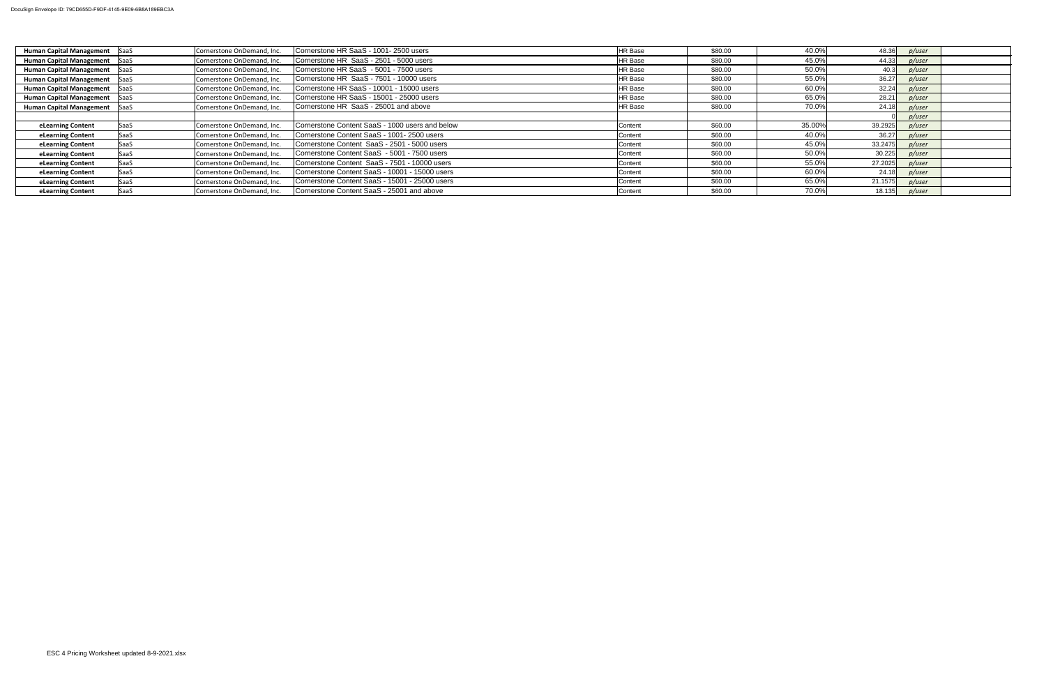| | | | | | | | | | |
|---|---|---|---|---|---|---|---|---|---|
| **Human Capital Management** | SaaS | Cornerstone OnDemand, Inc. | Cornerstone HR SaaS - 1001- 2500 users | HR Base | $80.00 | 40.0% | 48.36 | *p/user* | |
| **Human Capital Management** | SaaS | Cornerstone OnDemand, Inc. | Cornerstone HR SaaS - 2501 - 5000 users | HR Base | $80.00 | 45.0% | 44.33 | *p/user* | |
| **Human Capital Management** | SaaS | Cornerstone OnDemand, Inc. | Cornerstone HR SaaS - 5001 - 7500 users | HR Base | $80.00 | 50.0% | 40.3 | *p/user* | |
| **Human Capital Management** | SaaS | Cornerstone OnDemand, Inc. | Cornerstone HR SaaS - 7501 - 10000 users | HR Base | $80.00 | 55.0% | 36.27 | *p/user* | |
| **Human Capital Management** | SaaS | Cornerstone OnDemand, Inc. | Cornerstone HR SaaS - 10001 - 15000 users | HR Base | $80.00 | 60.0% | 32.24 | *p/user* | |
| **Human Capital Management** | SaaS | Cornerstone OnDemand, Inc. | Cornerstone HR SaaS - 15001 - 25000 users | HR Base | $80.00 | 65.0% | 28.21 | *p/user* | |
| **Human Capital Management** | SaaS | Cornerstone OnDemand, Inc. | Cornerstone HR SaaS - 25001 and above | HR Base | $80.00 | 70.0% | 24.18 | *p/user* | |
| | | | | | | | 0 | *p/user* | |
| **eLearning Content** | SaaS | Cornerstone OnDemand, Inc. | Cornerstone Content SaaS - 1000 users and below | Content | $60.00 | 35.00% | 39.2925 | *p/user* | |
| **eLearning Content** | SaaS | Cornerstone OnDemand, Inc. | Cornerstone Content SaaS - 1001- 2500 users | Content | $60.00 | 40.0% | 36.27 | *p/user* | |
| **eLearning Content** | SaaS | Cornerstone OnDemand, Inc. | Cornerstone Content SaaS - 2501 - 5000 users | Content | $60.00 | 45.0% | 33.2475 | *p/user* | |
| **eLearning Content** | SaaS | Cornerstone OnDemand, Inc. | Cornerstone Content SaaS - 5001 - 7500 users | Content | $60.00 | 50.0% | 30.225 | *p/user* | |
| **eLearning Content** | SaaS | Cornerstone OnDemand, Inc. | Cornerstone Content SaaS - 7501 - 10000 users | Content | $60.00 | 55.0% | 27.2025 | *p/user* | |
| **eLearning Content** | SaaS | Cornerstone OnDemand, Inc. | Cornerstone Content SaaS - 10001 - 15000 users | Content | $60.00 | 60.0% | 24.18 | *p/user* | |
| **eLearning Content** | SaaS | Cornerstone OnDemand, Inc. | Cornerstone Content SaaS - 15001 - 25000 users | Content | $60.00 | 65.0% | 21.1575 | *p/user* | |
| **eLearning Content** | SaaS | Cornerstone OnDemand, Inc. | Cornerstone Content SaaS - 25001 and above | Content | $60.00 | 70.0% | 18.135 | *p/user* | |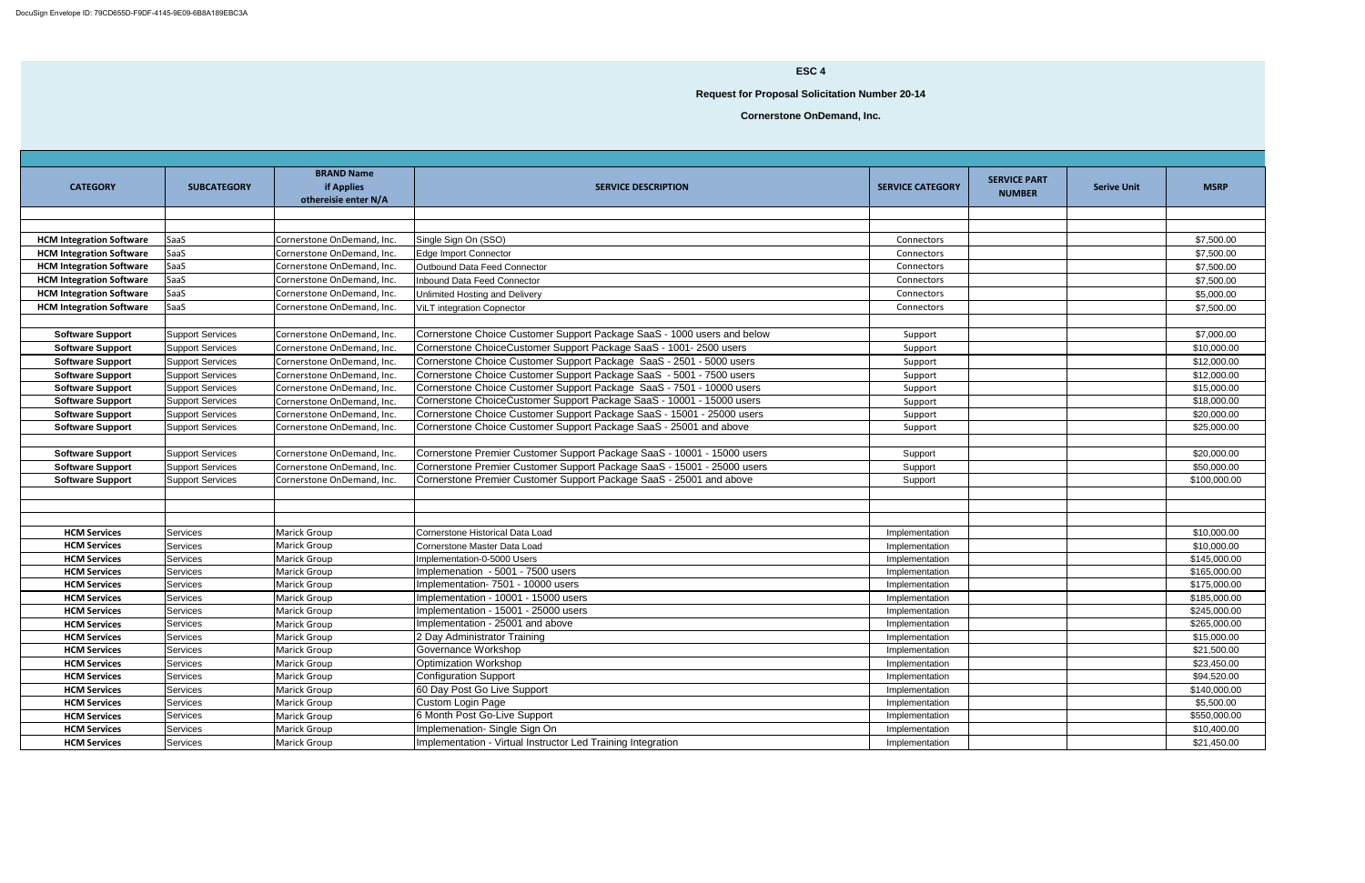DocuSign Envelope ID: 79CD655D-F9DF-4145-9E09-6B8A189EBC3A

**ESC 4**

**Request for Proposal Solicitation Number 20-14**

**Cornerstone OnDemand, Inc.**

| CATEGORY | SUBCATEGORY | BRAND Name if Applies othereisie enter N/A | SERVICE DESCRIPTION | SERVICE CATEGORY | SERVICE PART NUMBER | Serive Unit | MSRP |
|---|---|---|---|---|---|---|---|
| | | | | | | | |
| | | | | | | | |
| HCM Integration Software | SaaS | Cornerstone OnDemand, Inc. | Single Sign On (SSO) | Connectors | | | $7,500.00 |
| HCM Integration Software | SaaS | Cornerstone OnDemand, Inc. | Edge Import Connector | Connectors | | | $7,500.00 |
| HCM Integration Software | SaaS | Cornerstone OnDemand, Inc. | Outbound Data Feed Connector | Connectors | | | $7,500.00 |
| HCM Integration Software | SaaS | Cornerstone OnDemand, Inc. | Inbound Data Feed Connector | Connectors | | | $7,500.00 |
| HCM Integration Software | SaaS | Cornerstone OnDemand, Inc. | Unlimited Hosting and Delivery | Connectors | | | $5,000.00 |
| HCM Integration Software | SaaS | Cornerstone OnDemand, Inc. | ViLT integration Copnector | Connectors | | | $7,500.00 |
| | | | | | | | |
| Software Support | Support Services | Cornerstone OnDemand, Inc. | Cornerstone Choice Customer Support Package SaaS - 1000 users and below | Support | | | $7,000.00 |
| Software Support | Support Services | Cornerstone OnDemand, Inc. | Cornerstone ChoiceCustomer Support Package SaaS - 1001- 2500 users | Support | | | $10,000.00 |
| Software Support | Support Services | Cornerstone OnDemand, Inc. | Cornerstone Choice Customer Support Package SaaS - 2501 - 5000 users | Support | | | $12,000.00 |
| Software Support | Support Services | Cornerstone OnDemand, Inc. | Cornerstone Choice Customer Support Package SaaS - 5001 - 7500 users | Support | | | $12,000.00 |
| Software Support | Support Services | Cornerstone OnDemand, Inc. | Cornerstone Choice Customer Support Package SaaS - 7501 - 10000 users | Support | | | $15,000.00 |
| Software Support | Support Services | Cornerstone OnDemand, Inc. | Cornerstone ChoiceCustomer Support Package SaaS - 10001 - 15000 users | Support | | | $18,000.00 |
| Software Support | Support Services | Cornerstone OnDemand, Inc. | Cornerstone Choice Customer Support Package SaaS - 15001 - 25000 users | Support | | | $20,000.00 |
| Software Support | Support Services | Cornerstone OnDemand, Inc. | Cornerstone Choice Customer Support Package SaaS - 25001 and above | Support | | | $25,000.00 |
| | | | | | | | |
| Software Support | Support Services | Cornerstone OnDemand, Inc. | Cornerstone Premier Customer Support Package SaaS - 10001 - 15000 users | Support | | | $20,000.00 |
| Software Support | Support Services | Cornerstone OnDemand, Inc. | Cornerstone Premier Customer Support Package SaaS - 15001 - 25000 users | Support | | | $50,000.00 |
| Software Support | Support Services | Cornerstone OnDemand, Inc. | Cornerstone Premier Customer Support Package SaaS - 25001 and above | Support | | | $100,000.00 |
| | | | | | | | |
| | | | | | | | |
| | | | | | | | |
| HCM Services | Services | Marick Group | Cornerstone Historical Data Load | Implementation | | | $10,000.00 |
| HCM Services | Services | Marick Group | Cornerstone Master Data Load | Implementation | | | $10,000.00 |
| HCM Services | Services | Marick Group | Implementation-0-5000 Users | Implementation | | | $145,000.00 |
| HCM Services | Services | Marick Group | Implemenation - 5001 - 7500 users | Implementation | | | $165,000.00 |
| HCM Services | Services | Marick Group | Implementation- 7501 - 10000 users | Implementation | | | $175,000.00 |
| HCM Services | Services | Marick Group | Implementation - 10001 - 15000 users | Implementation | | | $185,000.00 |
| HCM Services | Services | Marick Group | Implementation - 15001 - 25000 users | Implementation | | | $245,000.00 |
| HCM Services | Services | Marick Group | Implementation - 25001 and above | Implementation | | | $265,000.00 |
| HCM Services | Services | Marick Group | 2 Day Administrator Training | Implementation | | | $15,000.00 |
| HCM Services | Services | Marick Group | Governance Workshop | Implementation | | | $21,500.00 |
| HCM Services | Services | Marick Group | Optimization Workshop | Implementation | | | $23,450.00 |
| HCM Services | Services | Marick Group | Configuration Support | Implementation | | | $94,520.00 |
| HCM Services | Services | Marick Group | 60 Day Post Go Live Support | Implementation | | | $140,000.00 |
| HCM Services | Services | Marick Group | Custom Login Page | Implementation | | | $5,500.00 |
| HCM Services | Services | Marick Group | 6 Month Post Go-Live Support | Implementation | | | $550,000.00 |
| HCM Services | Services | Marick Group | Implemenation- Single Sign On | Implementation | | | $10,400.00 |
| HCM Services | Services | Marick Group | Implementation - Virtual Instructor Led Training Integration | Implementation | | | $21,450.00 |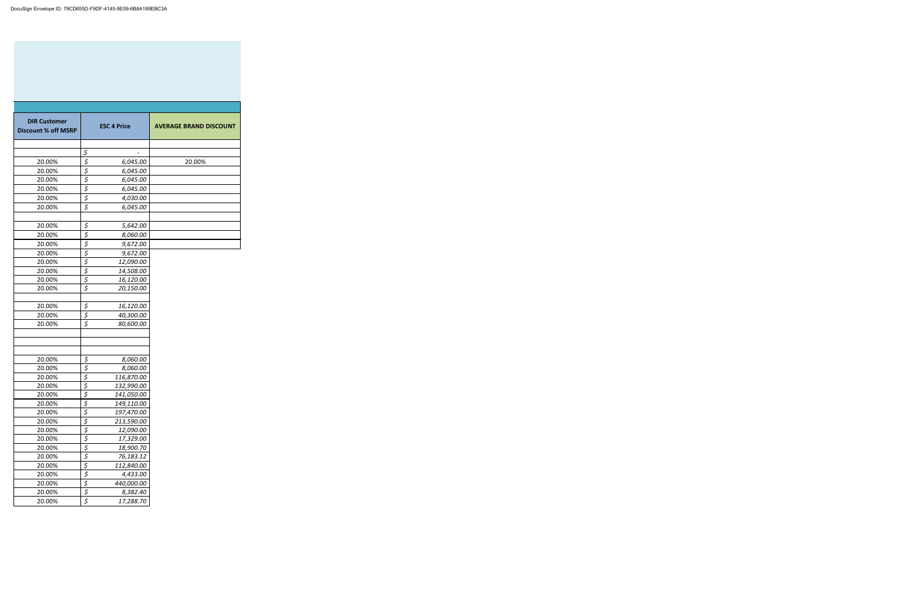DocuSign Envelope ID: 79CD655D-F9DF-4145-9E09-6B8A189EBC3A

| DIR Customer Discount % off MSRP | ESC 4 Price | AVERAGE BRAND DISCOUNT |
|---|---|---|
| | | |
| | $ - | |
| 20.00% | $ 6,045.00 | 20.00% |
| 20.00% | $ 6,045.00 | |
| 20.00% | $ 6,045.00 | |
| 20.00% | $ 6,045.00 | |
| 20.00% | $ 4,030.00 | |
| 20.00% | $ 6,045.00 | |
| | | |
| 20.00% | $ 5,642.00 | |
| 20.00% | $ 8,060.00 | |
| 20.00% | $ 9,672.00 | |
| 20.00% | $ 9,672.00 | |
| 20.00% | $ 12,090.00 | |
| 20.00% | $ 14,508.00 | |
| 20.00% | $ 16,120.00 | |
| 20.00% | $ 20,150.00 | |
| | | |
| 20.00% | $ 16,120.00 | |
| 20.00% | $ 40,300.00 | |
| 20.00% | $ 80,600.00 | |
| | | |
| | | |
| | | |
| 20.00% | $ 8,060.00 | |
| 20.00% | $ 8,060.00 | |
| 20.00% | $ 116,870.00 | |
| 20.00% | $ 132,990.00 | |
| 20.00% | $ 141,050.00 | |
| 20.00% | $ 149,110.00 | |
| 20.00% | $ 197,470.00 | |
| 20.00% | $ 213,590.00 | |
| 20.00% | $ 12,090.00 | |
| 20.00% | $ 17,329.00 | |
| 20.00% | $ 18,900.70 | |
| 20.00% | $ 76,183.12 | |
| 20.00% | $ 112,840.00 | |
| 20.00% | $ 4,433.00 | |
| 20.00% | $ 440,000.00 | |
| 20.00% | $ 8,382.40 | |
| 20.00% | $ 17,288.70 | |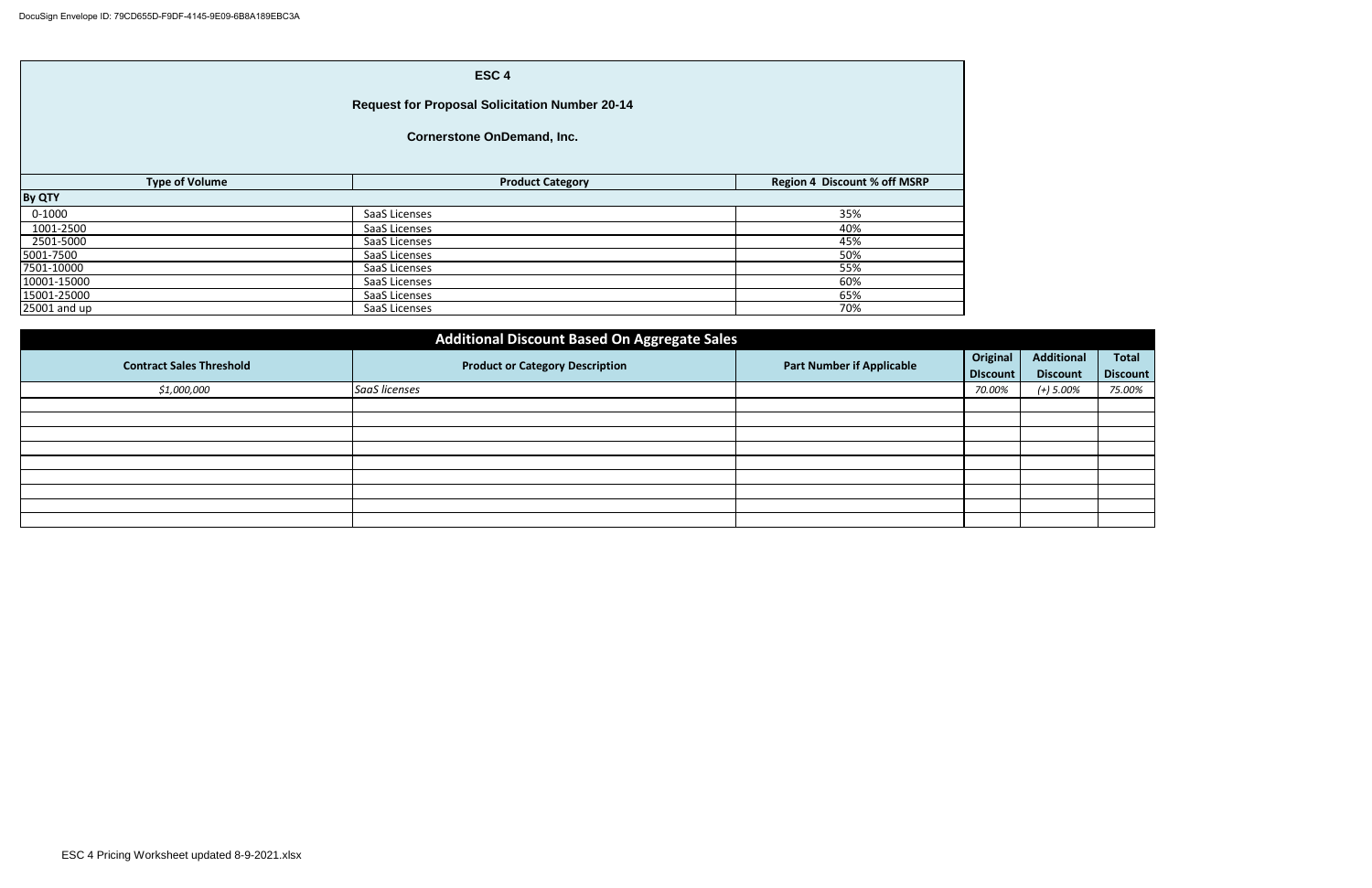**ESC 4**

**Request for Proposal Solicitation Number 20-14**

**Cornerstone OnDemand, Inc.**

| Type of Volume | Product Category | Region 4 Discount % off MSRP |
|---|---|---|
| **By QTY** | | |
| 0-1000 | SaaS Licenses | 35% |
| 1001-2500 | SaaS Licenses | 40% |
| 2501-5000 | SaaS Licenses | 45% |
| 5001-7500 | SaaS Licenses | 50% |
| 7501-10000 | SaaS Licenses | 55% |
| 10001-15000 | SaaS Licenses | 60% |
| 15001-25000 | SaaS Licenses | 65% |
| 25001 and up | SaaS Licenses | 70% |

**Additional Discount Based On Aggregate Sales**

| Contract Sales Threshold | Product or Category Description | Part Number if Applicable | Original DIscount | Additional Discount | Total Discount |
|---|---|---|---|---|---|
| *$1,000,000* | *SaaS licenses* | | *70.00%* | *(+) 5.00%* | *75.00%* |
| | | | | | |
| | | | | | |
| | | | | | |
| | | | | | |
| | | | | | |
| | | | | | |
| | | | | | |
| | | | | | |
| | | | | | |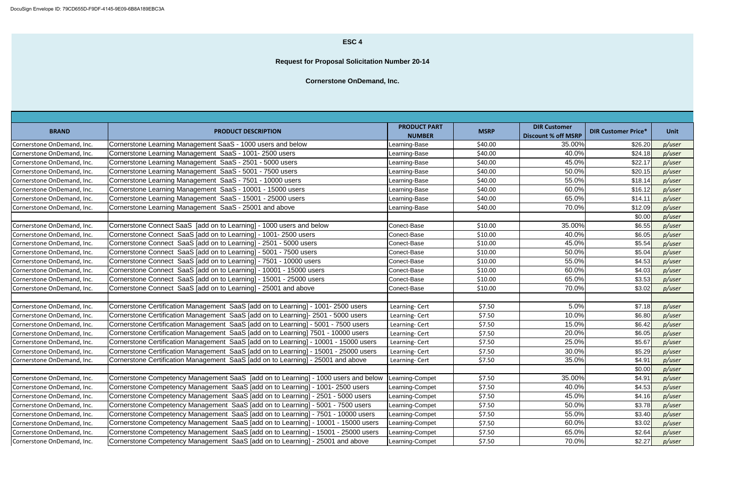DocuSign Envelope ID: 79CD655D-F9DF-4145-9E09-6B8A189EBC3A

**ESC 4**

**Request for Proposal Solicitation Number 20-14**

**Cornerstone OnDemand, Inc.**

| BRAND | PRODUCT DESCRIPTION | PRODUCT PART NUMBER | MSRP | DIR Customer Discount % off MSRP | DIR Customer Price* | Unit |
|---|---|---|---|---|---|---|
| Cornerstone OnDemand, Inc. | Cornerstone Learning Management SaaS - 1000 users and below | Learning-Base | $40.00 | 35.00% | $26.20 | p/user |
| Cornerstone OnDemand, Inc. | Cornerstone Learning Management SaaS - 1001- 2500 users | Learning-Base | $40.00 | 40.0% | $24.18 | p/user |
| Cornerstone OnDemand, Inc. | Cornerstone Learning Management SaaS - 2501 - 5000 users | Learning-Base | $40.00 | 45.0% | $22.17 | p/user |
| Cornerstone OnDemand, Inc. | Cornerstone Learning Management SaaS - 5001 - 7500 users | Learning-Base | $40.00 | 50.0% | $20.15 | p/user |
| Cornerstone OnDemand, Inc. | Cornerstone Learning Management SaaS - 7501 - 10000 users | Learning-Base | $40.00 | 55.0% | $18.14 | p/user |
| Cornerstone OnDemand, Inc. | Cornerstone Learning Management SaaS - 10001 - 15000 users | Learning-Base | $40.00 | 60.0% | $16.12 | p/user |
| Cornerstone OnDemand, Inc. | Cornerstone Learning Management SaaS - 15001 - 25000 users | Learning-Base | $40.00 | 65.0% | $14.11 | p/user |
| Cornerstone OnDemand, Inc. | Cornerstone Learning Management SaaS - 25001 and above | Learning-Base | $40.00 | 70.0% | $12.09 | p/user |
| | | | | | $0.00 | p/user |
| Cornerstone OnDemand, Inc. | Cornerstone Connect SaaS [add on to Learning] - 1000 users and below | Conect-Base | $10.00 | 35.00% | $6.55 | p/user |
| Cornerstone OnDemand, Inc. | Cornerstone Connect SaaS [add on to Learning] - 1001- 2500 users | Conect-Base | $10.00 | 40.0% | $6.05 | p/user |
| Cornerstone OnDemand, Inc. | Cornerstone Connect SaaS [add on to Learning] - 2501 - 5000 users | Conect-Base | $10.00 | 45.0% | $5.54 | p/user |
| Cornerstone OnDemand, Inc. | Cornerstone Connect SaaS [add on to Learning] - 5001 - 7500 users | Conect-Base | $10.00 | 50.0% | $5.04 | p/user |
| Cornerstone OnDemand, Inc. | Cornerstone Connect SaaS [add on to Learning] - 7501 - 10000 users | Conect-Base | $10.00 | 55.0% | $4.53 | p/user |
| Cornerstone OnDemand, Inc. | Cornerstone Connect SaaS [add on to Learning] - 10001 - 15000 users | Conect-Base | $10.00 | 60.0% | $4.03 | p/user |
| Cornerstone OnDemand, Inc. | Cornerstone Connect SaaS [add on to Learning] - 15001 - 25000 users | Conect-Base | $10.00 | 65.0% | $3.53 | p/user |
| Cornerstone OnDemand, Inc. | Cornerstone Connect SaaS [add on to Learning] - 25001 and above | Conect-Base | $10.00 | 70.0% | $3.02 | p/user |
| | | | | | | |
| Cornerstone OnDemand, Inc. | Cornerstone Certification Management SaaS [add on to Learning] - 1001- 2500 users | Learning- Cert | $7.50 | 5.0% | $7.18 | p/user |
| Cornerstone OnDemand, Inc. | Cornerstone Certification Management SaaS [add on to Learning]- 2501 - 5000 users | Learning- Cert | $7.50 | 10.0% | $6.80 | p/user |
| Cornerstone OnDemand, Inc. | Cornerstone Certification Management SaaS [add on to Learning] - 5001 - 7500 users | Learning- Cert | $7.50 | 15.0% | $6.42 | p/user |
| Cornerstone OnDemand, Inc. | Cornerstone Certification Management SaaS [add on to Learning] 7501 - 10000 users | Learning- Cert | $7.50 | 20.0% | $6.05 | p/user |
| Cornerstone OnDemand, Inc. | Cornerstone Certification Management SaaS [add on to Learning] - 10001 - 15000 users | Learning- Cert | $7.50 | 25.0% | $5.67 | p/user |
| Cornerstone OnDemand, Inc. | Cornerstone Certification Management SaaS [add on to Learning] - 15001 - 25000 users | Learning- Cert | $7.50 | 30.0% | $5.29 | p/user |
| Cornerstone OnDemand, Inc. | Cornerstone Certification Management SaaS [add on to Learning] - 25001 and above | Learning- Cert | $7.50 | 35.0% | $4.91 | p/user |
| | | | | | $0.00 | p/user |
| Cornerstone OnDemand, Inc. | Cornerstone Competency Management SaaS [add on to Learning] - 1000 users and below | Learning-Compet | $7.50 | 35.00% | $4.91 | p/user |
| Cornerstone OnDemand, Inc. | Cornerstone Competency Management SaaS [add on to Learning] - 1001- 2500 users | Learning-Compet | $7.50 | 40.0% | $4.53 | p/user |
| Cornerstone OnDemand, Inc. | Cornerstone Competency Management SaaS [add on to Learning] - 2501 - 5000 users | Learning-Compet | $7.50 | 45.0% | $4.16 | p/user |
| Cornerstone OnDemand, Inc. | Cornerstone Competency Management SaaS [add on to Learning] - 5001 - 7500 users | Learning-Compet | $7.50 | 50.0% | $3.78 | p/user |
| Cornerstone OnDemand, Inc. | Cornerstone Competency Management SaaS [add on to Learning] - 7501 - 10000 users | Learning-Compet | $7.50 | 55.0% | $3.40 | p/user |
| Cornerstone OnDemand, Inc. | Cornerstone Competency Management SaaS [add on to Learning] - 10001 - 15000 users | Learning-Compet | $7.50 | 60.0% | $3.02 | p/user |
| Cornerstone OnDemand, Inc. | Cornerstone Competency Management SaaS [add on to Learning] - 15001 - 25000 users | Learning-Compet | $7.50 | 65.0% | $2.64 | p/user |
| Cornerstone OnDemand, Inc. | Cornerstone Competency Management SaaS [add on to Learning] - 25001 and above | Learning-Compet | $7.50 | 70.0% | $2.27 | p/user |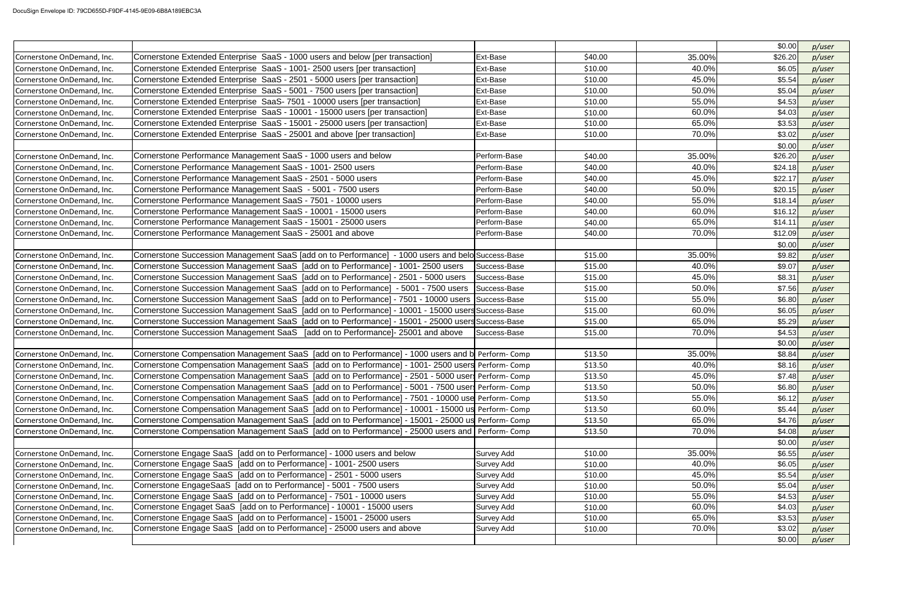DocuSign Envelope ID: 79CD655D-F9DF-4145-9E09-6B8A189EBC3A

| | | | | | | |
|---|---|---|---|---|---|---|
| | | | | | $0.00 | p/user |
| Cornerstone OnDemand, Inc. | Cornerstone Extended Enterprise SaaS - 1000 users and below [per transaction] | Ext-Base | $40.00 | 35.00% | $26.20 | p/user |
| Cornerstone OnDemand, Inc. | Cornerstone Extended Enterprise SaaS - 1001- 2500 users [per transaction] | Ext-Base | $10.00 | 40.0% | $6.05 | p/user |
| Cornerstone OnDemand, Inc. | Cornerstone Extended Enterprise SaaS - 2501 - 5000 users [per transaction] | Ext-Base | $10.00 | 45.0% | $5.54 | p/user |
| Cornerstone OnDemand, Inc. | Cornerstone Extended Enterprise SaaS - 5001 - 7500 users [per transaction] | Ext-Base | $10.00 | 50.0% | $5.04 | p/user |
| Cornerstone OnDemand, Inc. | Cornerstone Extended Enterprise SaaS- 7501 - 10000 users [per transaction] | Ext-Base | $10.00 | 55.0% | $4.53 | p/user |
| Cornerstone OnDemand, Inc. | Cornerstone Extended Enterprise SaaS - 10001 - 15000 users [per transaction] | Ext-Base | $10.00 | 60.0% | $4.03 | p/user |
| Cornerstone OnDemand, Inc. | Cornerstone Extended Enterprise SaaS - 15001 - 25000 users [per transaction] | Ext-Base | $10.00 | 65.0% | $3.53 | p/user |
| Cornerstone OnDemand, Inc. | Cornerstone Extended Enterprise SaaS - 25001 and above [per transaction] | Ext-Base | $10.00 | 70.0% | $3.02 | p/user |
| | | | | | $0.00 | p/user |
| Cornerstone OnDemand, Inc. | Cornerstone Performance Management SaaS - 1000 users and below | Perform-Base | $40.00 | 35.00% | $26.20 | p/user |
| Cornerstone OnDemand, Inc. | Cornerstone Performance Management SaaS - 1001- 2500 users | Perform-Base | $40.00 | 40.0% | $24.18 | p/user |
| Cornerstone OnDemand, Inc. | Cornerstone Performance Management SaaS - 2501 - 5000 users | Perform-Base | $40.00 | 45.0% | $22.17 | p/user |
| Cornerstone OnDemand, Inc. | Cornerstone Performance Management SaaS - 5001 - 7500 users | Perform-Base | $40.00 | 50.0% | $20.15 | p/user |
| Cornerstone OnDemand, Inc. | Cornerstone Performance Management SaaS - 7501 - 10000 users | Perform-Base | $40.00 | 55.0% | $18.14 | p/user |
| Cornerstone OnDemand, Inc. | Cornerstone Performance Management SaaS - 10001 - 15000 users | Perform-Base | $40.00 | 60.0% | $16.12 | p/user |
| Cornerstone OnDemand, Inc. | Cornerstone Performance Management SaaS - 15001 - 25000 users | Perform-Base | $40.00 | 65.0% | $14.11 | p/user |
| Cornerstone OnDemand, Inc. | Cornerstone Performance Management SaaS - 25001 and above | Perform-Base | $40.00 | 70.0% | $12.09 | p/user |
| | | | | | $0.00 | p/user |
| Cornerstone OnDemand, Inc. | Cornerstone Succession Management SaaS [add on to Performance] - 1000 users and belo | Success-Base | $15.00 | 35.00% | $9.82 | p/user |
| Cornerstone OnDemand, Inc. | Cornerstone Succession Management SaaS [add on to Performance] - 1001- 2500 users | Success-Base | $15.00 | 40.0% | $9.07 | p/user |
| Cornerstone OnDemand, Inc. | Cornerstone Succession Management SaaS [add on to Performance] - 2501 - 5000 users | Success-Base | $15.00 | 45.0% | $8.31 | p/user |
| Cornerstone OnDemand, Inc. | Cornerstone Succession Management SaaS [add on to Performance] - 5001 - 7500 users | Success-Base | $15.00 | 50.0% | $7.56 | p/user |
| Cornerstone OnDemand, Inc. | Cornerstone Succession Management SaaS [add on to Performance] - 7501 - 10000 users | Success-Base | $15.00 | 55.0% | $6.80 | p/user |
| Cornerstone OnDemand, Inc. | Cornerstone Succession Management SaaS [add on to Performance] - 10001 - 15000 users | Success-Base | $15.00 | 60.0% | $6.05 | p/user |
| Cornerstone OnDemand, Inc. | Cornerstone Succession Management SaaS [add on to Performance] - 15001 - 25000 users | Success-Base | $15.00 | 65.0% | $5.29 | p/user |
| Cornerstone OnDemand, Inc. | Cornerstone Succession Management SaaS [add on to Performance]- 25001 and above | Success-Base | $15.00 | 70.0% | $4.53 | p/user |
| | | | | | $0.00 | p/user |
| Cornerstone OnDemand, Inc. | Cornerstone Compensation Management SaaS [add on to Performance] - 1000 users and b | Perform- Comp | $13.50 | 35.00% | $8.84 | p/user |
| Cornerstone OnDemand, Inc. | Cornerstone Compensation Management SaaS [add on to Performance] - 1001- 2500 users | Perform- Comp | $13.50 | 40.0% | $8.16 | p/user |
| Cornerstone OnDemand, Inc. | Cornerstone Compensation Management SaaS [add on to Performance] - 2501 - 5000 users | Perform- Comp | $13.50 | 45.0% | $7.48 | p/user |
| Cornerstone OnDemand, Inc. | Cornerstone Compensation Management SaaS [add on to Performance] - 5001 - 7500 users | Perform- Comp | $13.50 | 50.0% | $6.80 | p/user |
| Cornerstone OnDemand, Inc. | Cornerstone Compensation Management SaaS [add on to Performance] - 7501 - 10000 use | Perform- Comp | $13.50 | 55.0% | $6.12 | p/user |
| Cornerstone OnDemand, Inc. | Cornerstone Compensation Management SaaS [add on to Performance] - 10001 - 15000 us | Perform- Comp | $13.50 | 60.0% | $5.44 | p/user |
| Cornerstone OnDemand, Inc. | Cornerstone Compensation Management SaaS [add on to Performance] - 15001 - 25000 us | Perform- Comp | $13.50 | 65.0% | $4.76 | p/user |
| Cornerstone OnDemand, Inc. | Cornerstone Compensation Management SaaS [add on to Performance] - 25000 users and | Perform- Comp | $13.50 | 70.0% | $4.08 | p/user |
| | | | | | $0.00 | p/user |
| Cornerstone OnDemand, Inc. | Cornerstone Engage SaaS [add on to Performance] - 1000 users and below | Survey Add | $10.00 | 35.00% | $6.55 | p/user |
| Cornerstone OnDemand, Inc. | Cornerstone Engage SaaS [add on to Performance] - 1001- 2500 users | Survey Add | $10.00 | 40.0% | $6.05 | p/user |
| Cornerstone OnDemand, Inc. | Cornerstone Engage SaaS [add on to Performance] - 2501 - 5000 users | Survey Add | $10.00 | 45.0% | $5.54 | p/user |
| Cornerstone OnDemand, Inc. | Cornerstone EngageSaaS [add on to Performance] - 5001 - 7500 users | Survey Add | $10.00 | 50.0% | $5.04 | p/user |
| Cornerstone OnDemand, Inc. | Cornerstone Engage SaaS [add on to Performance] - 7501 - 10000 users | Survey Add | $10.00 | 55.0% | $4.53 | p/user |
| Cornerstone OnDemand, Inc. | Cornerstone Engaget SaaS [add on to Performance] - 10001 - 15000 users | Survey Add | $10.00 | 60.0% | $4.03 | p/user |
| Cornerstone OnDemand, Inc. | Cornerstone Engage SaaS [add on to Performance] - 15001 - 25000 users | Survey Add | $10.00 | 65.0% | $3.53 | p/user |
| Cornerstone OnDemand, Inc. | Cornerstone Engage SaaS [add on to Performance] - 25000 users and above | Survey Add | $10.00 | 70.0% | $3.02 | p/user |
| | | | | | $0.00 | p/user |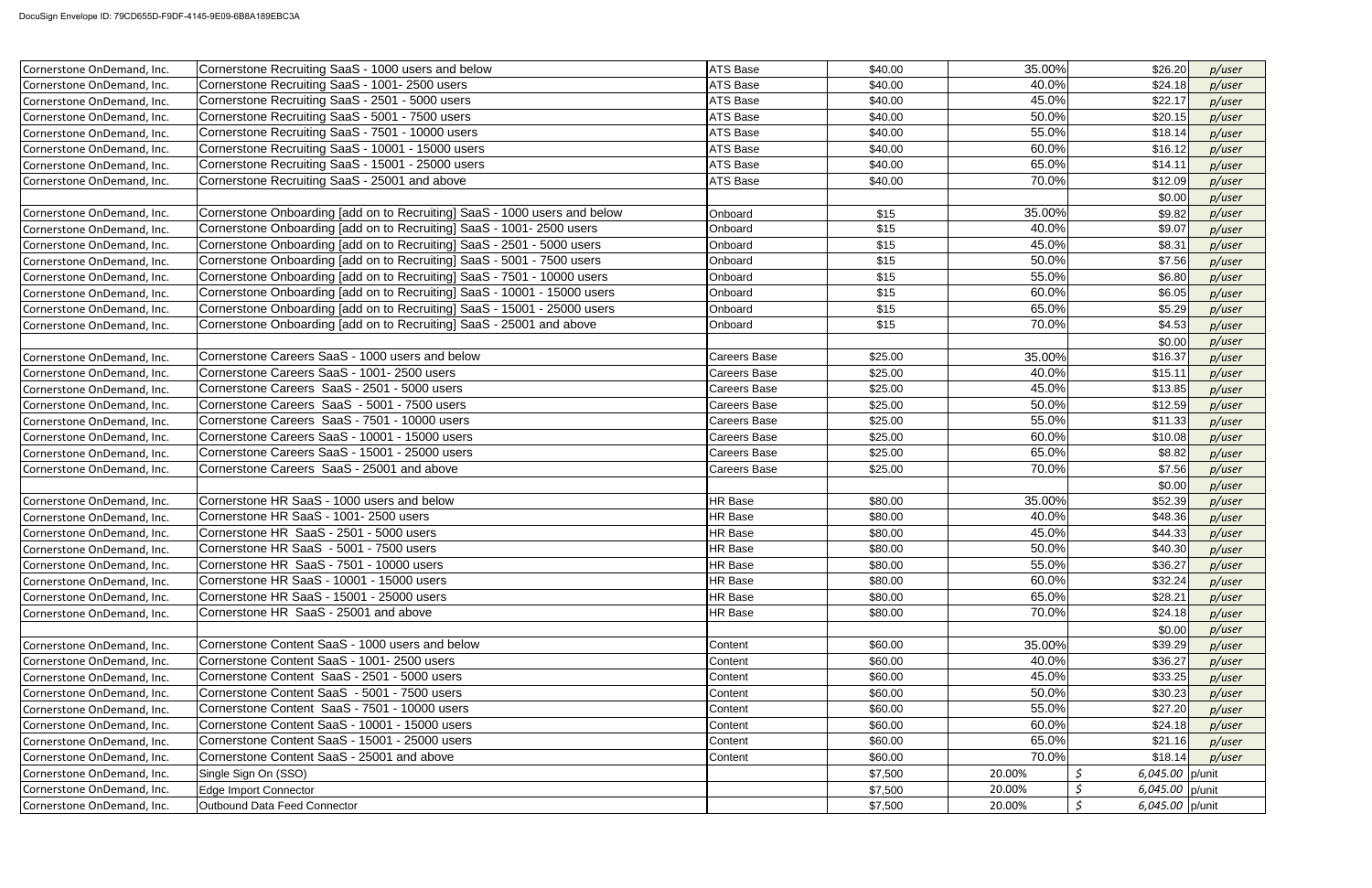| | | | | | | |
|---|---|---|---|---|---|---|
| Cornerstone OnDemand, Inc. | Cornerstone Recruiting SaaS - 1000 users and below | ATS Base | $40.00 | 35.00% | $26.20 | p/user |
| Cornerstone OnDemand, Inc. | Cornerstone Recruiting SaaS - 1001- 2500 users | ATS Base | $40.00 | 40.0% | $24.18 | p/user |
| Cornerstone OnDemand, Inc. | Cornerstone Recruiting SaaS - 2501 - 5000 users | ATS Base | $40.00 | 45.0% | $22.17 | p/user |
| Cornerstone OnDemand, Inc. | Cornerstone Recruiting SaaS - 5001 - 7500 users | ATS Base | $40.00 | 50.0% | $20.15 | p/user |
| Cornerstone OnDemand, Inc. | Cornerstone Recruiting SaaS - 7501 - 10000 users | ATS Base | $40.00 | 55.0% | $18.14 | p/user |
| Cornerstone OnDemand, Inc. | Cornerstone Recruiting SaaS - 10001 - 15000 users | ATS Base | $40.00 | 60.0% | $16.12 | p/user |
| Cornerstone OnDemand, Inc. | Cornerstone Recruiting SaaS - 15001 - 25000 users | ATS Base | $40.00 | 65.0% | $14.11 | p/user |
| Cornerstone OnDemand, Inc. | Cornerstone Recruiting SaaS - 25001 and above | ATS Base | $40.00 | 70.0% | $12.09 | p/user |
| | | | | | $0.00 | p/user |
| Cornerstone OnDemand, Inc. | Cornerstone Onboarding [add on to Recruiting] SaaS - 1000 users and below | Onboard | $15 | 35.00% | $9.82 | p/user |
| Cornerstone OnDemand, Inc. | Cornerstone Onboarding [add on to Recruiting] SaaS - 1001- 2500 users | Onboard | $15 | 40.0% | $9.07 | p/user |
| Cornerstone OnDemand, Inc. | Cornerstone Onboarding [add on to Recruiting] SaaS - 2501 - 5000 users | Onboard | $15 | 45.0% | $8.31 | p/user |
| Cornerstone OnDemand, Inc. | Cornerstone Onboarding [add on to Recruiting] SaaS - 5001 - 7500 users | Onboard | $15 | 50.0% | $7.56 | p/user |
| Cornerstone OnDemand, Inc. | Cornerstone Onboarding [add on to Recruiting] SaaS - 7501 - 10000 users | Onboard | $15 | 55.0% | $6.80 | p/user |
| Cornerstone OnDemand, Inc. | Cornerstone Onboarding [add on to Recruiting] SaaS - 10001 - 15000 users | Onboard | $15 | 60.0% | $6.05 | p/user |
| Cornerstone OnDemand, Inc. | Cornerstone Onboarding [add on to Recruiting] SaaS - 15001 - 25000 users | Onboard | $15 | 65.0% | $5.29 | p/user |
| Cornerstone OnDemand, Inc. | Cornerstone Onboarding [add on to Recruiting] SaaS - 25001 and above | Onboard | $15 | 70.0% | $4.53 | p/user |
| | | | | | $0.00 | p/user |
| Cornerstone OnDemand, Inc. | Cornerstone Careers SaaS - 1000 users and below | Careers Base | $25.00 | 35.00% | $16.37 | p/user |
| Cornerstone OnDemand, Inc. | Cornerstone Careers SaaS - 1001- 2500 users | Careers Base | $25.00 | 40.0% | $15.11 | p/user |
| Cornerstone OnDemand, Inc. | Cornerstone Careers SaaS - 2501 - 5000 users | Careers Base | $25.00 | 45.0% | $13.85 | p/user |
| Cornerstone OnDemand, Inc. | Cornerstone Careers SaaS - 5001 - 7500 users | Careers Base | $25.00 | 50.0% | $12.59 | p/user |
| Cornerstone OnDemand, Inc. | Cornerstone Careers SaaS - 7501 - 10000 users | Careers Base | $25.00 | 55.0% | $11.33 | p/user |
| Cornerstone OnDemand, Inc. | Cornerstone Careers SaaS - 10001 - 15000 users | Careers Base | $25.00 | 60.0% | $10.08 | p/user |
| Cornerstone OnDemand, Inc. | Cornerstone Careers SaaS - 15001 - 25000 users | Careers Base | $25.00 | 65.0% | $8.82 | p/user |
| Cornerstone OnDemand, Inc. | Cornerstone Careers SaaS - 25001 and above | Careers Base | $25.00 | 70.0% | $7.56 | p/user |
| | | | | | $0.00 | p/user |
| Cornerstone OnDemand, Inc. | Cornerstone HR SaaS - 1000 users and below | HR Base | $80.00 | 35.00% | $52.39 | p/user |
| Cornerstone OnDemand, Inc. | Cornerstone HR SaaS - 1001- 2500 users | HR Base | $80.00 | 40.0% | $48.36 | p/user |
| Cornerstone OnDemand, Inc. | Cornerstone HR SaaS - 2501 - 5000 users | HR Base | $80.00 | 45.0% | $44.33 | p/user |
| Cornerstone OnDemand, Inc. | Cornerstone HR SaaS - 5001 - 7500 users | HR Base | $80.00 | 50.0% | $40.30 | p/user |
| Cornerstone OnDemand, Inc. | Cornerstone HR SaaS - 7501 - 10000 users | HR Base | $80.00 | 55.0% | $36.27 | p/user |
| Cornerstone OnDemand, Inc. | Cornerstone HR SaaS - 10001 - 15000 users | HR Base | $80.00 | 60.0% | $32.24 | p/user |
| Cornerstone OnDemand, Inc. | Cornerstone HR SaaS - 15001 - 25000 users | HR Base | $80.00 | 65.0% | $28.21 | p/user |
| Cornerstone OnDemand, Inc. | Cornerstone HR SaaS - 25001 and above | HR Base | $80.00 | 70.0% | $24.18 | p/user |
| | | | | | $0.00 | p/user |
| Cornerstone OnDemand, Inc. | Cornerstone Content SaaS - 1000 users and below | Content | $60.00 | 35.00% | $39.29 | p/user |
| Cornerstone OnDemand, Inc. | Cornerstone Content SaaS - 1001- 2500 users | Content | $60.00 | 40.0% | $36.27 | p/user |
| Cornerstone OnDemand, Inc. | Cornerstone Content SaaS - 2501 - 5000 users | Content | $60.00 | 45.0% | $33.25 | p/user |
| Cornerstone OnDemand, Inc. | Cornerstone Content SaaS - 5001 - 7500 users | Content | $60.00 | 50.0% | $30.23 | p/user |
| Cornerstone OnDemand, Inc. | Cornerstone Content SaaS - 7501 - 10000 users | Content | $60.00 | 55.0% | $27.20 | p/user |
| Cornerstone OnDemand, Inc. | Cornerstone Content SaaS - 10001 - 15000 users | Content | $60.00 | 60.0% | $24.18 | p/user |
| Cornerstone OnDemand, Inc. | Cornerstone Content SaaS - 15001 - 25000 users | Content | $60.00 | 65.0% | $21.16 | p/user |
| Cornerstone OnDemand, Inc. | Cornerstone Content SaaS - 25001 and above | Content | $60.00 | 70.0% | $18.14 | p/user |
| Cornerstone OnDemand, Inc. | Single Sign On (SSO) | | $7,500 | 20.00% | $ 6,045.00 | p/unit |
| Cornerstone OnDemand, Inc. | Edge Import Connector | | $7,500 | 20.00% | $ 6,045.00 | p/unit |
| Cornerstone OnDemand, Inc. | Outbound Data Feed Connector | | $7,500 | 20.00% | $ 6,045.00 | p/unit |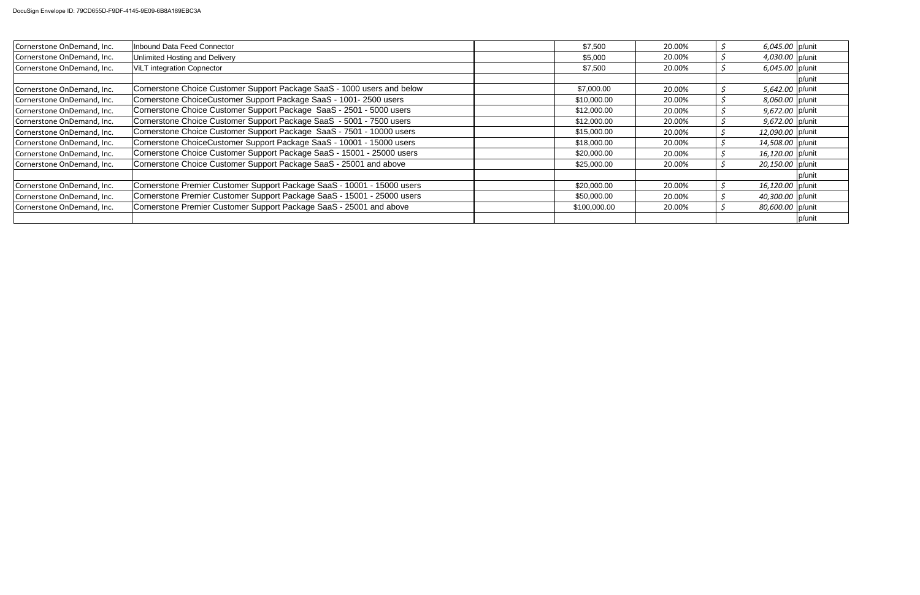| | | | | | | |
|---|---|---|---|---|---|---|
| Cornerstone OnDemand, Inc. | Inbound Data Feed Connector | | $7,500 | 20.00% | $ 6,045.00 | p/unit |
| Cornerstone OnDemand, Inc. | Unlimited Hosting and Delivery | | $5,000 | 20.00% | $ 4,030.00 | p/unit |
| Cornerstone OnDemand, Inc. | ViLT integration Copnector | | $7,500 | 20.00% | $ 6,045.00 | p/unit |
| | | | | | | p/unit |
| Cornerstone OnDemand, Inc. | Cornerstone Choice Customer Support Package SaaS - 1000 users and below | | $7,000.00 | 20.00% | $ 5,642.00 | p/unit |
| Cornerstone OnDemand, Inc. | Cornerstone ChoiceCustomer Support Package SaaS - 1001- 2500 users | | $10,000.00 | 20.00% | $ 8,060.00 | p/unit |
| Cornerstone OnDemand, Inc. | Cornerstone Choice Customer Support Package SaaS - 2501 - 5000 users | | $12,000.00 | 20.00% | $ 9,672.00 | p/unit |
| Cornerstone OnDemand, Inc. | Cornerstone Choice Customer Support Package SaaS - 5001 - 7500 users | | $12,000.00 | 20.00% | $ 9,672.00 | p/unit |
| Cornerstone OnDemand, Inc. | Cornerstone Choice Customer Support Package SaaS - 7501 - 10000 users | | $15,000.00 | 20.00% | $ 12,090.00 | p/unit |
| Cornerstone OnDemand, Inc. | Cornerstone ChoiceCustomer Support Package SaaS - 10001 - 15000 users | | $18,000.00 | 20.00% | $ 14,508.00 | p/unit |
| Cornerstone OnDemand, Inc. | Cornerstone Choice Customer Support Package SaaS - 15001 - 25000 users | | $20,000.00 | 20.00% | $ 16,120.00 | p/unit |
| Cornerstone OnDemand, Inc. | Cornerstone Choice Customer Support Package SaaS - 25001 and above | | $25,000.00 | 20.00% | $ 20,150.00 | p/unit |
| | | | | | | p/unit |
| Cornerstone OnDemand, Inc. | Cornerstone Premier Customer Support Package SaaS - 10001 - 15000 users | | $20,000.00 | 20.00% | $ 16,120.00 | p/unit |
| Cornerstone OnDemand, Inc. | Cornerstone Premier Customer Support Package SaaS - 15001 - 25000 users | | $50,000.00 | 20.00% | $ 40,300.00 | p/unit |
| Cornerstone OnDemand, Inc. | Cornerstone Premier Customer Support Package SaaS - 25001 and above | | $100,000.00 | 20.00% | $ 80,600.00 | p/unit |
| | | | | | | p/unit |